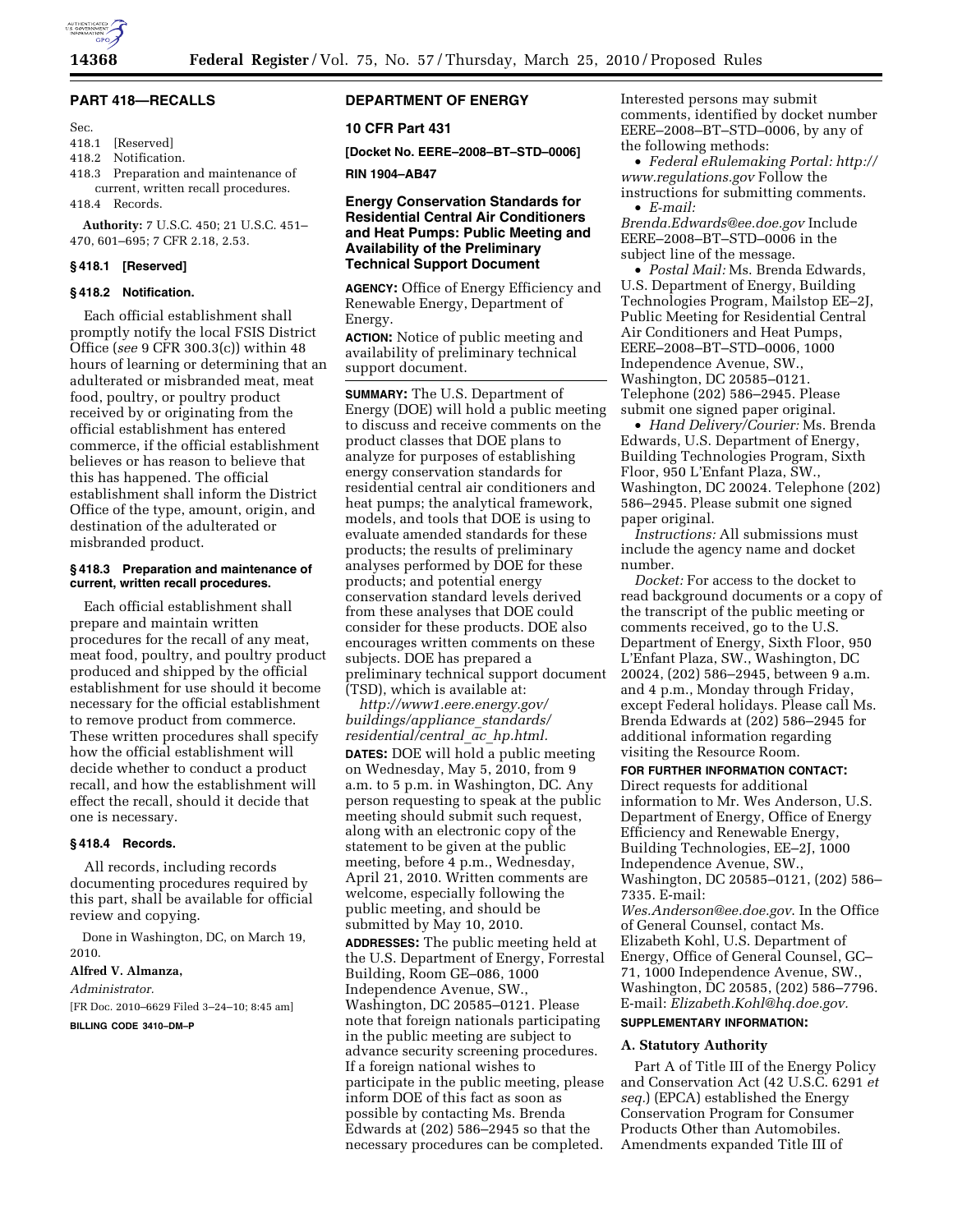## PART 418—RECALLS

Sec.
418.1 [Reserved]
418.2 Notification.
418.3 Preparation and maintenance of current, written recall procedures.
418.4 Records.

**Authority:** 7 U.S.C. 450; 21 U.S.C. 451–470, 601–695; 7 CFR 2.18, 2.53.

### § 418.1 [Reserved]

### § 418.2 Notification.

Each official establishment shall promptly notify the local FSIS District Office (*see* 9 CFR 300.3(c)) within 48 hours of learning or determining that an adulterated or misbranded meat, meat food, poultry, or poultry product received by or originating from the official establishment has entered commerce, if the official establishment believes or has reason to believe that this has happened. The official establishment shall inform the District Office of the type, amount, origin, and destination of the adulterated or misbranded product.

### § 418.3 Preparation and maintenance of current, written recall procedures.

Each official establishment shall prepare and maintain written procedures for the recall of any meat, meat food, poultry, and poultry product produced and shipped by the official establishment for use should it become necessary for the official establishment to remove product from commerce. These written procedures shall specify how the official establishment will decide whether to conduct a product recall, and how the establishment will effect the recall, should it decide that one is necessary.

### § 418.4 Records.

All records, including records documenting procedures required by this part, shall be available for official review and copying.

Done in Washington, DC, on March 19, 2010.

**Alfred V. Almanza,**

*Administrator.*

[FR Doc. 2010–6629 Filed 3–24–10; 8:45 am]

**BILLING CODE 3410–DM–P**

## DEPARTMENT OF ENERGY

### 10 CFR Part 431

**[Docket No. EERE–2008–BT–STD–0006]**

**RIN 1904–AB47**

### Energy Conservation Standards for Residential Central Air Conditioners and Heat Pumps: Public Meeting and Availability of the Preliminary Technical Support Document

**AGENCY:** Office of Energy Efficiency and Renewable Energy, Department of Energy.

**ACTION:** Notice of public meeting and availability of preliminary technical support document.

**SUMMARY:** The U.S. Department of Energy (DOE) will hold a public meeting to discuss and receive comments on the product classes that DOE plans to analyze for purposes of establishing energy conservation standards for residential central air conditioners and heat pumps; the analytical framework, models, and tools that DOE is using to evaluate amended standards for these products; the results of preliminary analyses performed by DOE for these products; and potential energy conservation standard levels derived from these analyses that DOE could consider for these products. DOE also encourages written comments on these subjects. DOE has prepared a preliminary technical support document (TSD), which is available at:

*http://www1.eere.energy.gov/buildings/appliance_standards/residential/central_ac_hp.html.*

**DATES:** DOE will hold a public meeting on Wednesday, May 5, 2010, from 9 a.m. to 5 p.m. in Washington, DC. Any person requesting to speak at the public meeting should submit such request, along with an electronic copy of the statement to be given at the public meeting, before 4 p.m., Wednesday, April 21, 2010. Written comments are welcome, especially following the public meeting, and should be submitted by May 10, 2010.

**ADDRESSES:** The public meeting held at the U.S. Department of Energy, Forrestal Building, Room GE–086, 1000 Independence Avenue, SW., Washington, DC 20585–0121. Please note that foreign nationals participating in the public meeting are subject to advance security screening procedures. If a foreign national wishes to participate in the public meeting, please inform DOE of this fact as soon as possible by contacting Ms. Brenda Edwards at (202) 586–2945 so that the necessary procedures can be completed.

Interested persons may submit comments, identified by docket number EERE–2008–BT–STD–0006, by any of the following methods:

- *Federal eRulemaking Portal: http://www.regulations.gov* Follow the instructions for submitting comments.
- *E-mail: Brenda.Edwards@ee.doe.gov* Include EERE–2008–BT–STD–0006 in the subject line of the message.
- *Postal Mail:* Ms. Brenda Edwards, U.S. Department of Energy, Building Technologies Program, Mailstop EE–2J, Public Meeting for Residential Central Air Conditioners and Heat Pumps, EERE–2008–BT–STD–0006, 1000 Independence Avenue, SW., Washington, DC 20585–0121. Telephone (202) 586–2945. Please submit one signed paper original.
- *Hand Delivery/Courier:* Ms. Brenda Edwards, U.S. Department of Energy, Building Technologies Program, Sixth Floor, 950 L'Enfant Plaza, SW., Washington, DC 20024. Telephone (202) 586–2945. Please submit one signed paper original.

*Instructions:* All submissions must include the agency name and docket number.

*Docket:* For access to the docket to read background documents or a copy of the transcript of the public meeting or comments received, go to the U.S. Department of Energy, Sixth Floor, 950 L'Enfant Plaza, SW., Washington, DC 20024, (202) 586–2945, between 9 a.m. and 4 p.m., Monday through Friday, except Federal holidays. Please call Ms. Brenda Edwards at (202) 586–2945 for additional information regarding visiting the Resource Room.

**FOR FURTHER INFORMATION CONTACT:** Direct requests for additional information to Mr. Wes Anderson, U.S. Department of Energy, Office of Energy Efficiency and Renewable Energy, Building Technologies, EE–2J, 1000 Independence Avenue, SW., Washington, DC 20585–0121, (202) 586–7335. E-mail: *Wes.Anderson@ee.doe.gov*. In the Office of General Counsel, contact Ms. Elizabeth Kohl, U.S. Department of Energy, Office of General Counsel, GC–71, 1000 Independence Avenue, SW., Washington, DC 20585, (202) 586–7796. E-mail: *Elizabeth.Kohl@hq.doe.gov.*

**SUPPLEMENTARY INFORMATION:**

#### A. Statutory Authority

Part A of Title III of the Energy Policy and Conservation Act (42 U.S.C. 6291 *et seq.*) (EPCA) established the Energy Conservation Program for Consumer Products Other than Automobiles. Amendments expanded Title III of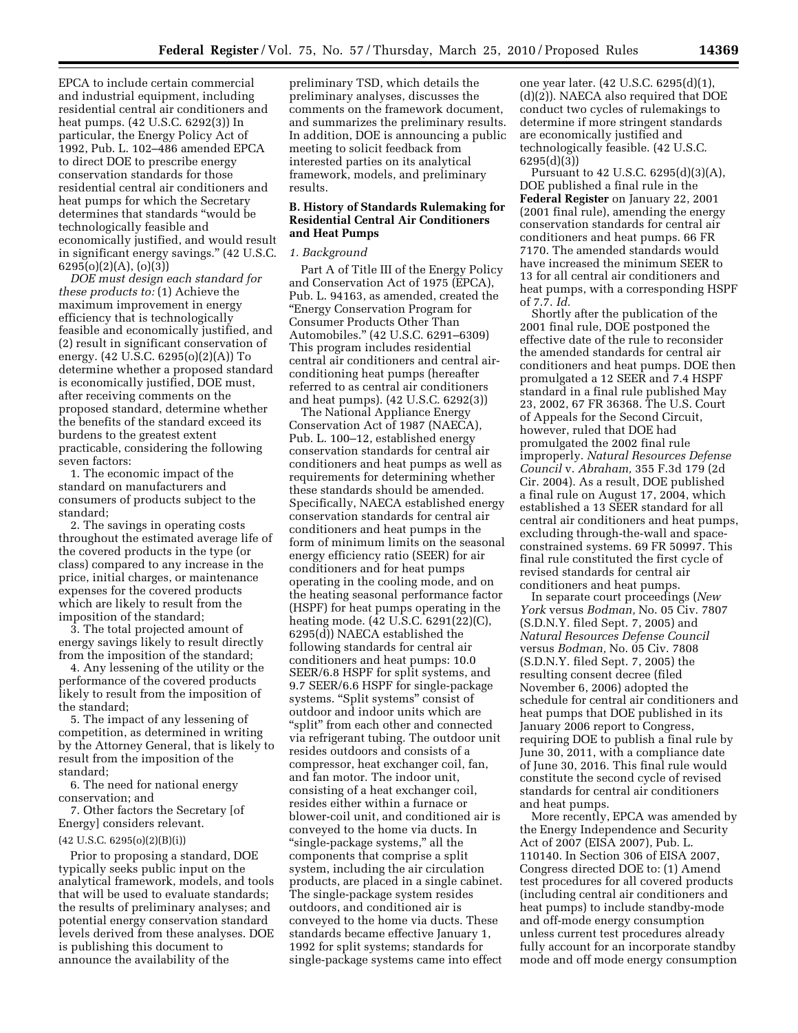EPCA to include certain commercial and industrial equipment, including residential central air conditioners and heat pumps. (42 U.S.C. 6292(3)) In particular, the Energy Policy Act of 1992, Pub. L. 102–486 amended EPCA to direct DOE to prescribe energy conservation standards for those residential central air conditioners and heat pumps for which the Secretary determines that standards "would be technologically feasible and economically justified, and would result in significant energy savings." (42 U.S.C. 6295(o)(2)(A), (o)(3))

*DOE must design each standard for these products to:* (1) Achieve the maximum improvement in energy efficiency that is technologically feasible and economically justified, and (2) result in significant conservation of energy. (42 U.S.C. 6295(o)(2)(A)) To determine whether a proposed standard is economically justified, DOE must, after receiving comments on the proposed standard, determine whether the benefits of the standard exceed its burdens to the greatest extent practicable, considering the following seven factors:

1. The economic impact of the standard on manufacturers and consumers of products subject to the standard;
2. The savings in operating costs throughout the estimated average life of the covered products in the type (or class) compared to any increase in the price, initial charges, or maintenance expenses for the covered products which are likely to result from the imposition of the standard;
3. The total projected amount of energy savings likely to result directly from the imposition of the standard;
4. Any lessening of the utility or the performance of the covered products likely to result from the imposition of the standard;
5. The impact of any lessening of competition, as determined in writing by the Attorney General, that is likely to result from the imposition of the standard;
6. The need for national energy conservation; and
7. Other factors the Secretary [of Energy] considers relevant.

(42 U.S.C. 6295(o)(2)(B)(i))

Prior to proposing a standard, DOE typically seeks public input on the analytical framework, models, and tools that will be used to evaluate standards; the results of preliminary analyses; and potential energy conservation standard levels derived from these analyses. DOE is publishing this document to announce the availability of the preliminary TSD, which details the preliminary analyses, discusses the comments on the framework document, and summarizes the preliminary results. In addition, DOE is announcing a public meeting to solicit feedback from interested parties on its analytical framework, models, and preliminary results.

### B. History of Standards Rulemaking for Residential Central Air Conditioners and Heat Pumps

#### *1. Background*

Part A of Title III of the Energy Policy and Conservation Act of 1975 (EPCA), Pub. L. 94163, as amended, created the "Energy Conservation Program for Consumer Products Other Than Automobiles." (42 U.S.C. 6291–6309) This program includes residential central air conditioners and central air-conditioning heat pumps (hereafter referred to as central air conditioners and heat pumps). (42 U.S.C. 6292(3))

The National Appliance Energy Conservation Act of 1987 (NAECA), Pub. L. 100–12, established energy conservation standards for central air conditioners and heat pumps as well as requirements for determining whether these standards should be amended. Specifically, NAECA established energy conservation standards for central air conditioners and heat pumps in the form of minimum limits on the seasonal energy efficiency ratio (SEER) for air conditioners and for heat pumps operating in the cooling mode, and on the heating seasonal performance factor (HSPF) for heat pumps operating in the heating mode. (42 U.S.C. 6291(22)(C), 6295(d)) NAECA established the following standards for central air conditioners and heat pumps: 10.0 SEER/6.8 HSPF for split systems, and 9.7 SEER/6.6 HSPF for single-package systems. "Split systems" consist of outdoor and indoor units which are "split" from each other and connected via refrigerant tubing. The outdoor unit resides outdoors and consists of a compressor, heat exchanger coil, fan, and fan motor. The indoor unit, consisting of a heat exchanger coil, resides either within a furnace or blower-coil unit, and conditioned air is conveyed to the home via ducts. In "single-package systems," all the components that comprise a split system, including the air circulation products, are placed in a single cabinet. The single-package system resides outdoors, and conditioned air is conveyed to the home via ducts. These standards became effective January 1, 1992 for split systems; standards for single-package systems came into effect one year later. (42 U.S.C. 6295(d)(1), (d)(2)). NAECA also required that DOE conduct two cycles of rulemakings to determine if more stringent standards are economically justified and technologically feasible. (42 U.S.C. 6295(d)(3))

Pursuant to 42 U.S.C. 6295(d)(3)(A), DOE published a final rule in the **Federal Register** on January 22, 2001 (2001 final rule), amending the energy conservation standards for central air conditioners and heat pumps. 66 FR 7170. The amended standards would have increased the minimum SEER to 13 for all central air conditioners and heat pumps, with a corresponding HSPF of 7.7. *Id.*

Shortly after the publication of the 2001 final rule, DOE postponed the effective date of the rule to reconsider the amended standards for central air conditioners and heat pumps. DOE then promulgated a 12 SEER and 7.4 HSPF standard in a final rule published May 23, 2002, 67 FR 36368. The U.S. Court of Appeals for the Second Circuit, however, ruled that DOE had promulgated the 2002 final rule improperly. *Natural Resources Defense Council* v. *Abraham,* 355 F.3d 179 (2d Cir. 2004). As a result, DOE published a final rule on August 17, 2004, which established a 13 SEER standard for all central air conditioners and heat pumps, excluding through-the-wall and space-constrained systems. 69 FR 50997. This final rule constituted the first cycle of revised standards for central air conditioners and heat pumps.

In separate court proceedings (*New York* versus *Bodman,* No. 05 Civ. 7807 (S.D.N.Y. filed Sept. 7, 2005) and *Natural Resources Defense Council* versus *Bodman,* No. 05 Civ. 7808 (S.D.N.Y. filed Sept. 7, 2005) the resulting consent decree (filed November 6, 2006) adopted the schedule for central air conditioners and heat pumps that DOE published in its January 2006 report to Congress, requiring DOE to publish a final rule by June 30, 2011, with a compliance date of June 30, 2016. This final rule would constitute the second cycle of revised standards for central air conditioners and heat pumps.

More recently, EPCA was amended by the Energy Independence and Security Act of 2007 (EISA 2007), Pub. L. 110140. In Section 306 of EISA 2007, Congress directed DOE to: (1) Amend test procedures for all covered products (including central air conditioners and heat pumps) to include standby-mode and off-mode energy consumption unless current test procedures already fully account for an incorporate standby mode and off mode energy consumption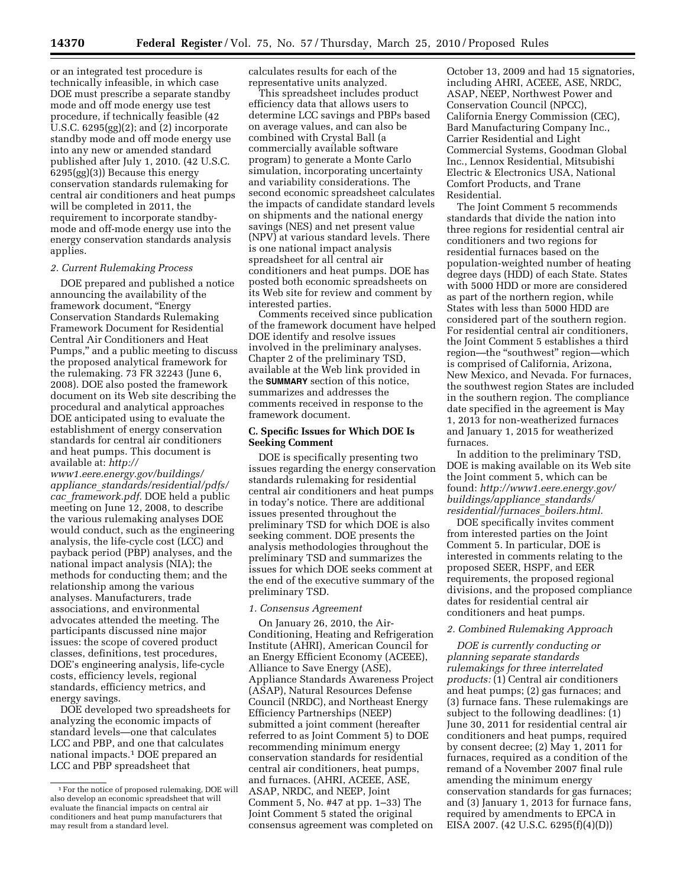or an integrated test procedure is technically infeasible, in which case DOE must prescribe a separate standby mode and off mode energy use test procedure, if technically feasible (42 U.S.C. 6295(gg)(2); and (2) incorporate standby mode and off mode energy use into any new or amended standard published after July 1, 2010. (42 U.S.C. 6295(gg)(3)) Because this energy conservation standards rulemaking for central air conditioners and heat pumps will be completed in 2011, the requirement to incorporate standby-mode and off-mode energy use into the energy conservation standards analysis applies.

### 2. Current Rulemaking Process

DOE prepared and published a notice announcing the availability of the framework document, "Energy Conservation Standards Rulemaking Framework Document for Residential Central Air Conditioners and Heat Pumps," and a public meeting to discuss the proposed analytical framework for the rulemaking. 73 FR 32243 (June 6, 2008). DOE also posted the framework document on its Web site describing the procedural and analytical approaches DOE anticipated using to evaluate the establishment of energy conservation standards for central air conditioners and heat pumps. This document is available at: *http://www1.eere.energy.gov/buildings/appliance_standards/residential/pdfs/cac_framework.pdf.* DOE held a public meeting on June 12, 2008, to describe the various rulemaking analyses DOE would conduct, such as the engineering analysis, the life-cycle cost (LCC) and payback period (PBP) analyses, and the national impact analysis (NIA); the methods for conducting them; and the relationship among the various analyses. Manufacturers, trade associations, and environmental advocates attended the meeting. The participants discussed nine major issues: the scope of covered product classes, definitions, test procedures, DOE's engineering analysis, life-cycle costs, efficiency levels, regional standards, efficiency metrics, and energy savings.

DOE developed two spreadsheets for analyzing the economic impacts of standard levels—one that calculates LCC and PBP, and one that calculates national impacts.[1] DOE prepared an LCC and PBP spreadsheet that calculates results for each of the representative units analyzed.

This spreadsheet includes product efficiency data that allows users to determine LCC savings and PBPs based on average values, and can also be combined with Crystal Ball (a commercially available software program) to generate a Monte Carlo simulation, incorporating uncertainty and variability considerations. The second economic spreadsheet calculates the impacts of candidate standard levels on shipments and the national energy savings (NES) and net present value (NPV) at various standard levels. There is one national impact analysis spreadsheet for all central air conditioners and heat pumps. DOE has posted both economic spreadsheets on its Web site for review and comment by interested parties.

Comments received since publication of the framework document have helped DOE identify and resolve issues involved in the preliminary analyses. Chapter 2 of the preliminary TSD, available at the Web link provided in the **SUMMARY** section of this notice, summarizes and addresses the comments received in response to the framework document.

## C. Specific Issues for Which DOE Is Seeking Comment

DOE is specifically presenting two issues regarding the energy conservation standards rulemaking for residential central air conditioners and heat pumps in today's notice. There are additional issues presented throughout the preliminary TSD for which DOE is also seeking comment. DOE presents the analysis methodologies throughout the preliminary TSD and summarizes the issues for which DOE seeks comment at the end of the executive summary of the preliminary TSD.

### 1. Consensus Agreement

On January 26, 2010, the Air-Conditioning, Heating and Refrigeration Institute (AHRI), American Council for an Energy Efficient Economy (ACEEE), Alliance to Save Energy (ASE), Appliance Standards Awareness Project (ASAP), Natural Resources Defense Council (NRDC), and Northeast Energy Efficiency Partnerships (NEEP) submitted a joint comment (hereafter referred to as Joint Comment 5) to DOE recommending minimum energy conservation standards for residential central air conditioners, heat pumps, and furnaces. (AHRI, ACEEE, ASE, ASAP, NRDC, and NEEP, Joint Comment 5, No. #47 at pp. 1–33) The Joint Comment 5 stated the original consensus agreement was completed on October 13, 2009 and had 15 signatories, including AHRI, ACEEE, ASE, NRDC, ASAP, NEEP, Northwest Power and Conservation Council (NPCC), California Energy Commission (CEC), Bard Manufacturing Company Inc., Carrier Residential and Light Commercial Systems, Goodman Global Inc., Lennox Residential, Mitsubishi Electric & Electronics USA, National Comfort Products, and Trane Residential.

The Joint Comment 5 recommends standards that divide the nation into three regions for residential central air conditioners and two regions for residential furnaces based on the population-weighted number of heating degree days (HDD) of each State. States with 5000 HDD or more are considered as part of the northern region, while States with less than 5000 HDD are considered part of the southern region. For residential central air conditioners, the Joint Comment 5 establishes a third region—the "southwest" region—which is comprised of California, Arizona, New Mexico, and Nevada. For furnaces, the southwest region States are included in the southern region. The compliance date specified in the agreement is May 1, 2013 for non-weatherized furnaces and January 1, 2015 for weatherized furnaces.

In addition to the preliminary TSD, DOE is making available on its Web site the Joint comment 5, which can be found: *http://www1.eere.energy.gov/buildings/appliance_standards/residential/furnaces_boilers.html.*

DOE specifically invites comment from interested parties on the Joint Comment 5. In particular, DOE is interested in comments relating to the proposed SEER, HSPF, and EER requirements, the proposed regional divisions, and the proposed compliance dates for residential central air conditioners and heat pumps.

### 2. Combined Rulemaking Approach

*DOE is currently conducting or planning separate standards rulemakings for three interrelated products:* (1) Central air conditioners and heat pumps; (2) gas furnaces; and (3) furnace fans. These rulemakings are subject to the following deadlines: (1) June 30, 2011 for residential central air conditioners and heat pumps, required by consent decree; (2) May 1, 2011 for furnaces, required as a condition of the remand of a November 2007 final rule amending the minimum energy conservation standards for gas furnaces; and (3) January 1, 2013 for furnace fans, required by amendments to EPCA in EISA 2007. (42 U.S.C. 6295(f)(4)(D))

[1] For the notice of proposed rulemaking, DOE will also develop an economic spreadsheet that will evaluate the financial impacts on central air conditioners and heat pump manufacturers that may result from a standard level.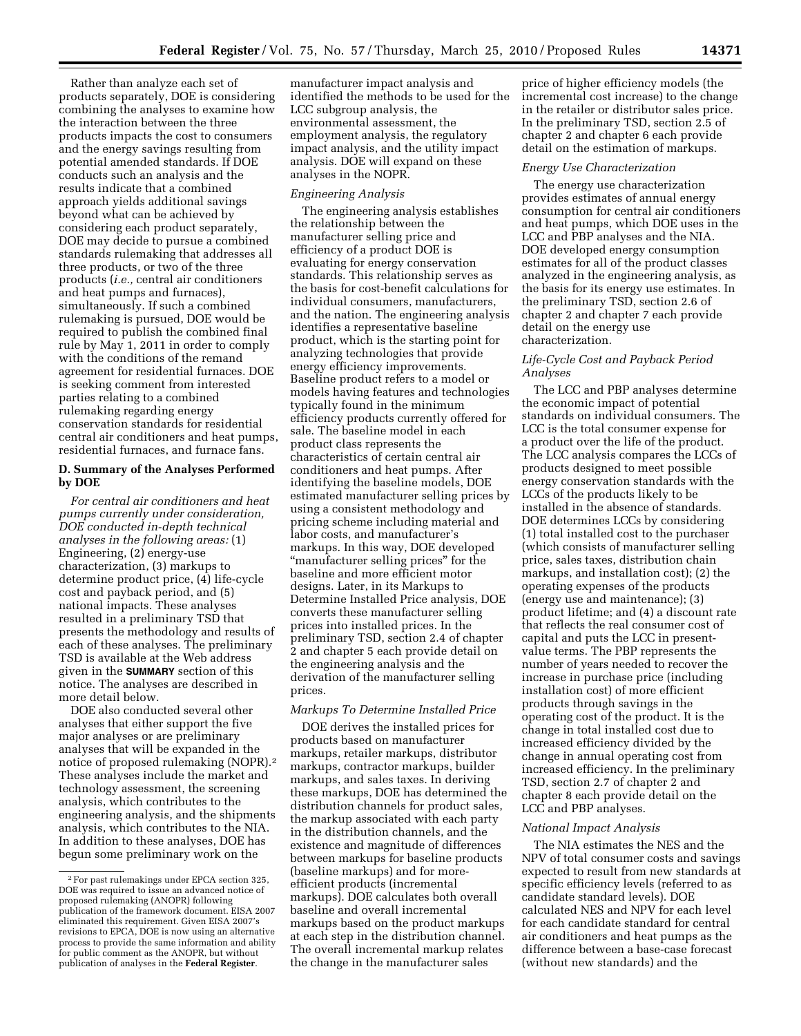Rather than analyze each set of products separately, DOE is considering combining the analyses to examine how the interaction between the three products impacts the cost to consumers and the energy savings resulting from potential amended standards. If DOE conducts such an analysis and the results indicate that a combined approach yields additional savings beyond what can be achieved by considering each product separately, DOE may decide to pursue a combined standards rulemaking that addresses all three products, or two of the three products (*i.e.,* central air conditioners and heat pumps and furnaces), simultaneously. If such a combined rulemaking is pursued, DOE would be required to publish the combined final rule by May 1, 2011 in order to comply with the conditions of the remand agreement for residential furnaces. DOE is seeking comment from interested parties relating to a combined rulemaking regarding energy conservation standards for residential central air conditioners and heat pumps, residential furnaces, and furnace fans.

### D. Summary of the Analyses Performed by DOE

*For central air conditioners and heat pumps currently under consideration, DOE conducted in-depth technical analyses in the following areas:* (1) Engineering, (2) energy-use characterization, (3) markups to determine product price, (4) life-cycle cost and payback period, and (5) national impacts. These analyses resulted in a preliminary TSD that presents the methodology and results of each of these analyses. The preliminary TSD is available at the Web address given in the **SUMMARY** section of this notice. The analyses are described in more detail below.

DOE also conducted several other analyses that either support the five major analyses or are preliminary analyses that will be expanded in the notice of proposed rulemaking (NOPR).[2] These analyses include the market and technology assessment, the screening analysis, which contributes to the engineering analysis, and the shipments analysis, which contributes to the NIA. In addition to these analyses, DOE has begun some preliminary work on the manufacturer impact analysis and identified the methods to be used for the LCC subgroup analysis, the environmental assessment, the employment analysis, the regulatory impact analysis, and the utility impact analysis. DOE will expand on these analyses in the NOPR.

#### *Engineering Analysis*

The engineering analysis establishes the relationship between the manufacturer selling price and efficiency of a product DOE is evaluating for energy conservation standards. This relationship serves as the basis for cost-benefit calculations for individual consumers, manufacturers, and the nation. The engineering analysis identifies a representative baseline product, which is the starting point for analyzing technologies that provide energy efficiency improvements. Baseline product refers to a model or models having features and technologies typically found in the minimum efficiency products currently offered for sale. The baseline model in each product class represents the characteristics of certain central air conditioners and heat pumps. After identifying the baseline models, DOE estimated manufacturer selling prices by using a consistent methodology and pricing scheme including material and labor costs, and manufacturer's markups. In this way, DOE developed "manufacturer selling prices" for the baseline and more efficient motor designs. Later, in its Markups to Determine Installed Price analysis, DOE converts these manufacturer selling prices into installed prices. In the preliminary TSD, section 2.4 of chapter 2 and chapter 5 each provide detail on the engineering analysis and the derivation of the manufacturer selling prices.

#### *Markups To Determine Installed Price*

DOE derives the installed prices for products based on manufacturer markups, retailer markups, distributor markups, contractor markups, builder markups, and sales taxes. In deriving these markups, DOE has determined the distribution channels for product sales, the markup associated with each party in the distribution channels, and the existence and magnitude of differences between markups for baseline products (baseline markups) and for more-efficient products (incremental markups). DOE calculates both overall baseline and overall incremental markups based on the product markups at each step in the distribution channel. The overall incremental markup relates the change in the manufacturer sales price of higher efficiency models (the incremental cost increase) to the change in the retailer or distributor sales price. In the preliminary TSD, section 2.5 of chapter 2 and chapter 6 each provide detail on the estimation of markups.

#### *Energy Use Characterization*

The energy use characterization provides estimates of annual energy consumption for central air conditioners and heat pumps, which DOE uses in the LCC and PBP analyses and the NIA. DOE developed energy consumption estimates for all of the product classes analyzed in the engineering analysis, as the basis for its energy use estimates. In the preliminary TSD, section 2.6 of chapter 2 and chapter 7 each provide detail on the energy use characterization.

#### *Life-Cycle Cost and Payback Period Analyses*

The LCC and PBP analyses determine the economic impact of potential standards on individual consumers. The LCC is the total consumer expense for a product over the life of the product. The LCC analysis compares the LCCs of products designed to meet possible energy conservation standards with the LCCs of the products likely to be installed in the absence of standards. DOE determines LCCs by considering (1) total installed cost to the purchaser (which consists of manufacturer selling price, sales taxes, distribution chain markups, and installation cost); (2) the operating expenses of the products (energy use and maintenance); (3) product lifetime; and (4) a discount rate that reflects the real consumer cost of capital and puts the LCC in present-value terms. The PBP represents the number of years needed to recover the increase in purchase price (including installation cost) of more efficient products through savings in the operating cost of the product. It is the change in total installed cost due to increased efficiency divided by the change in annual operating cost from increased efficiency. In the preliminary TSD, section 2.7 of chapter 2 and chapter 8 each provide detail on the LCC and PBP analyses.

#### *National Impact Analysis*

The NIA estimates the NES and the NPV of total consumer costs and savings expected to result from new standards at specific efficiency levels (referred to as candidate standard levels). DOE calculated NES and NPV for each level for each candidate standard for central air conditioners and heat pumps as the difference between a base-case forecast (without new standards) and the

---

[2] For past rulemakings under EPCA section 325, DOE was required to issue an advanced notice of proposed rulemaking (ANOPR) following publication of the framework document. EISA 2007 eliminated this requirement. Given EISA 2007's revisions to EPCA, DOE is now using an alternative process to provide the same information and ability for public comment as the ANOPR, but without publication of analyses in the **Federal Register**.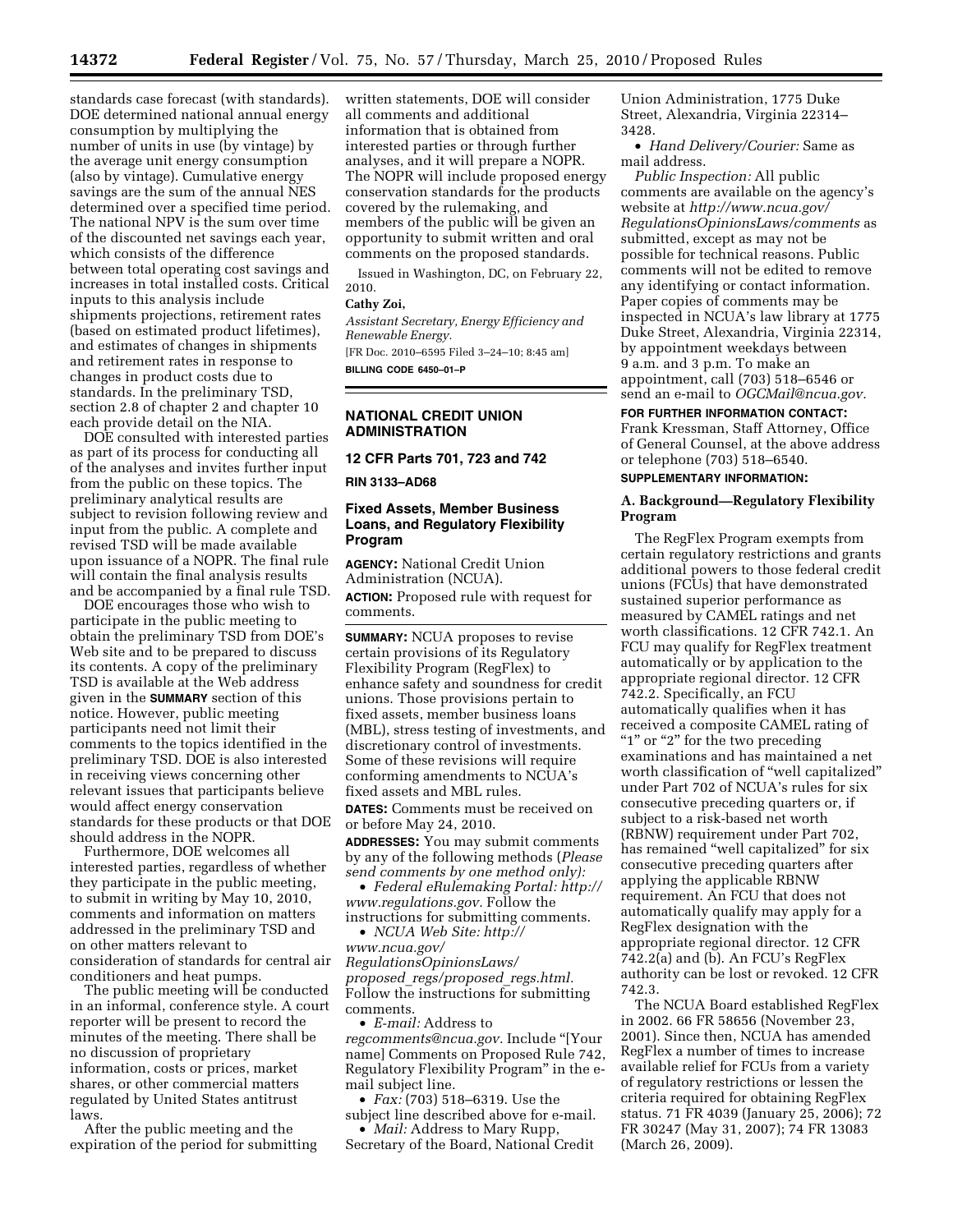standards case forecast (with standards). DOE determined national annual energy consumption by multiplying the number of units in use (by vintage) by the average unit energy consumption (also by vintage). Cumulative energy savings are the sum of the annual NES determined over a specified time period. The national NPV is the sum over time of the discounted net savings each year, which consists of the difference between total operating cost savings and increases in total installed costs. Critical inputs to this analysis include shipments projections, retirement rates (based on estimated product lifetimes), and estimates of changes in shipments and retirement rates in response to changes in product costs due to standards. In the preliminary TSD, section 2.8 of chapter 2 and chapter 10 each provide detail on the NIA.

DOE consulted with interested parties as part of its process for conducting all of the analyses and invites further input from the public on these topics. The preliminary analytical results are subject to revision following review and input from the public. A complete and revised TSD will be made available upon issuance of a NOPR. The final rule will contain the final analysis results and be accompanied by a final rule TSD.

DOE encourages those who wish to participate in the public meeting to obtain the preliminary TSD from DOE's Web site and to be prepared to discuss its contents. A copy of the preliminary TSD is available at the Web address given in the **SUMMARY** section of this notice. However, public meeting participants need not limit their comments to the topics identified in the preliminary TSD. DOE is also interested in receiving views concerning other relevant issues that participants believe would affect energy conservation standards for these products or that DOE should address in the NOPR.

Furthermore, DOE welcomes all interested parties, regardless of whether they participate in the public meeting, to submit in writing by May 10, 2010, comments and information on matters addressed in the preliminary TSD and on other matters relevant to consideration of standards for central air conditioners and heat pumps.

The public meeting will be conducted in an informal, conference style. A court reporter will be present to record the minutes of the meeting. There shall be no discussion of proprietary information, costs or prices, market shares, or other commercial matters regulated by United States antitrust laws.

After the public meeting and the expiration of the period for submitting written statements, DOE will consider all comments and additional information that is obtained from interested parties or through further analyses, and it will prepare a NOPR. The NOPR will include proposed energy conservation standards for the products covered by the rulemaking, and members of the public will be given an opportunity to submit written and oral comments on the proposed standards.

Issued in Washington, DC, on February 22, 2010.

**Cathy Zoi,**

*Assistant Secretary, Energy Efficiency and Renewable Energy.*

[FR Doc. 2010–6595 Filed 3–24–10; 8:45 am]

**BILLING CODE 6450–01–P**

## NATIONAL CREDIT UNION ADMINISTRATION

### 12 CFR Parts 701, 723 and 742

**RIN 3133–AD68**

### Fixed Assets, Member Business Loans, and Regulatory Flexibility Program

**AGENCY:** National Credit Union Administration (NCUA).

**ACTION:** Proposed rule with request for comments.

**SUMMARY:** NCUA proposes to revise certain provisions of its Regulatory Flexibility Program (RegFlex) to enhance safety and soundness for credit unions. Those provisions pertain to fixed assets, member business loans (MBL), stress testing of investments, and discretionary control of investments. Some of these revisions will require conforming amendments to NCUA's fixed assets and MBL rules.

**DATES:** Comments must be received on or before May 24, 2010.

**ADDRESSES:** You may submit comments by any of the following methods (*Please send comments by one method only):*

- *Federal eRulemaking Portal: http://www.regulations.gov.* Follow the instructions for submitting comments.
- *NCUA Web Site: http://www.ncua.gov/RegulationsOpinionsLaws/proposed_regs/proposed_regs.html.* Follow the instructions for submitting comments.
- *E-mail:* Address to *regcomments@ncua.gov.* Include "[Your name] Comments on Proposed Rule 742, Regulatory Flexibility Program" in the e-mail subject line.
- *Fax:* (703) 518–6319. Use the subject line described above for e-mail.
- *Mail:* Address to Mary Rupp, Secretary of the Board, National Credit Union Administration, 1775 Duke Street, Alexandria, Virginia 22314–3428.
- *Hand Delivery/Courier:* Same as mail address.

*Public Inspection:* All public comments are available on the agency's website at *http://www.ncua.gov/RegulationsOpinionsLaws/comments* as submitted, except as may not be possible for technical reasons. Public comments will not be edited to remove any identifying or contact information. Paper copies of comments may be inspected in NCUA's law library at 1775 Duke Street, Alexandria, Virginia 22314, by appointment weekdays between 9 a.m. and 3 p.m. To make an appointment, call (703) 518–6546 or send an e-mail to *OGCMail@ncua.gov.*

**FOR FURTHER INFORMATION CONTACT:** Frank Kressman, Staff Attorney, Office of General Counsel, at the above address or telephone (703) 518–6540.

**SUPPLEMENTARY INFORMATION:**

### A. Background—Regulatory Flexibility Program

The RegFlex Program exempts from certain regulatory restrictions and grants additional powers to those federal credit unions (FCUs) that have demonstrated sustained superior performance as measured by CAMEL ratings and net worth classifications. 12 CFR 742.1. An FCU may qualify for RegFlex treatment automatically or by application to the appropriate regional director. 12 CFR 742.2. Specifically, an FCU automatically qualifies when it has received a composite CAMEL rating of "1" or "2" for the two preceding examinations and has maintained a net worth classification of "well capitalized" under Part 702 of NCUA's rules for six consecutive preceding quarters or, if subject to a risk-based net worth (RBNW) requirement under Part 702, has remained "well capitalized" for six consecutive preceding quarters after applying the applicable RBNW requirement. An FCU that does not automatically qualify may apply for a RegFlex designation with the appropriate regional director. 12 CFR 742.2(a) and (b). An FCU's RegFlex authority can be lost or revoked. 12 CFR 742.3.

The NCUA Board established RegFlex in 2002. 66 FR 58656 (November 23, 2001). Since then, NCUA has amended RegFlex a number of times to increase available relief for FCUs from a variety of regulatory restrictions or lessen the criteria required for obtaining RegFlex status. 71 FR 4039 (January 25, 2006); 72 FR 30247 (May 31, 2007); 74 FR 13083 (March 26, 2009).